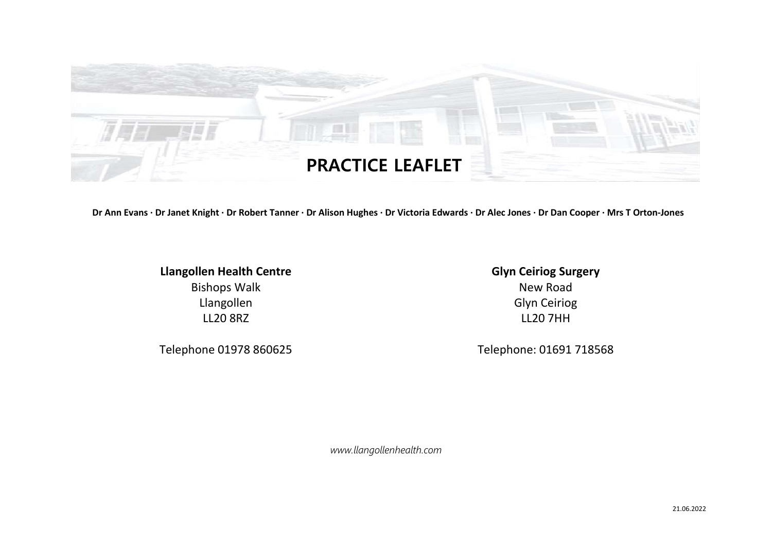# PRACTICE LEAFLET

**Dr Ann Evans · Dr Janet Knight · Dr Robert Tanner · Dr Alison Hughes · Dr Victoria Edwards · Dr Alec Jones · Dr Dan Cooper · Mrs T Orton-Jones**

**Llangollen Health Centre**
Bishops Walk
Llangollen
LL20 8RZ

Telephone 01978 860625

**Glyn Ceiriog Surgery**
New Road
Glyn Ceiriog
LL20 7HH

Telephone: 01691 718568

*www.llangollenhealth.com*

21.06.2022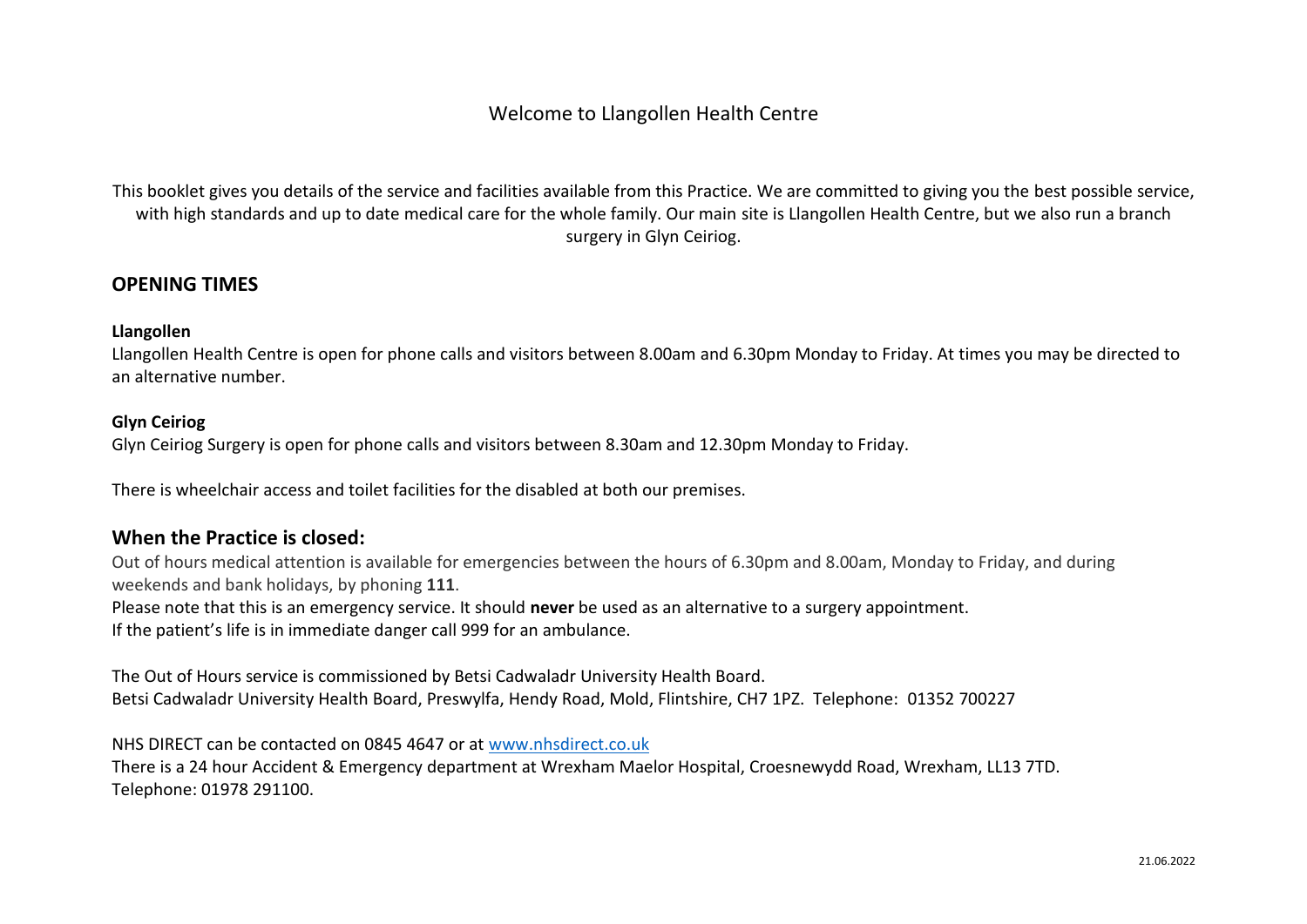# Welcome to Llangollen Health Centre

This booklet gives you details of the service and facilities available from this Practice. We are committed to giving you the best possible service, with high standards and up to date medical care for the whole family. Our main site is Llangollen Health Centre, but we also run a branch surgery in Glyn Ceiriog.

## OPENING TIMES

**Llangollen**

Llangollen Health Centre is open for phone calls and visitors between 8.00am and 6.30pm Monday to Friday. At times you may be directed to an alternative number.

**Glyn Ceiriog**

Glyn Ceiriog Surgery is open for phone calls and visitors between 8.30am and 12.30pm Monday to Friday.

There is wheelchair access and toilet facilities for the disabled at both our premises.

## When the Practice is closed:

Out of hours medical attention is available for emergencies between the hours of 6.30pm and 8.00am, Monday to Friday, and during weekends and bank holidays, by phoning **111**.

Please note that this is an emergency service. It should **never** be used as an alternative to a surgery appointment.

If the patient's life is in immediate danger call 999 for an ambulance.

The Out of Hours service is commissioned by Betsi Cadwaladr University Health Board.

Betsi Cadwaladr University Health Board, Preswylfa, Hendy Road, Mold, Flintshire, CH7 1PZ. Telephone: 01352 700227

NHS DIRECT can be contacted on 0845 4647 or at [www.nhsdirect.co.uk](http://www.nhsdirect.co.uk)

There is a 24 hour Accident & Emergency department at Wrexham Maelor Hospital, Croesnewydd Road, Wrexham, LL13 7TD.

Telephone: 01978 291100.

21.06.2022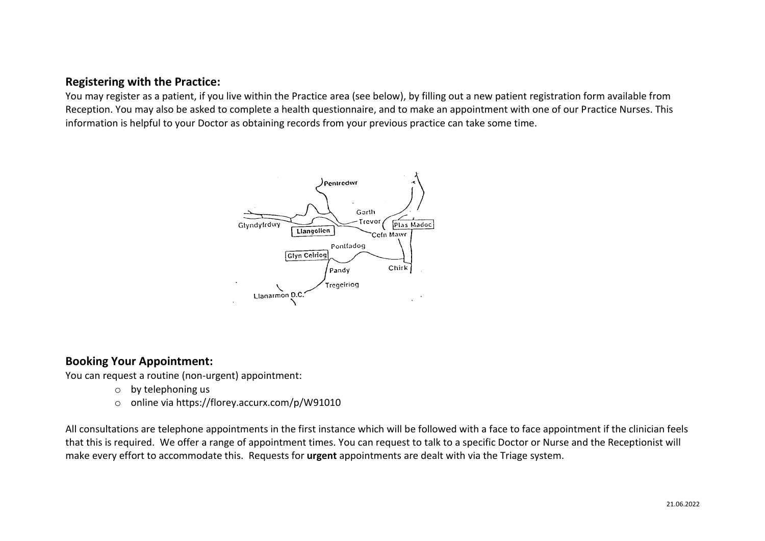## Registering with the Practice:

You may register as a patient, if you live within the Practice area (see below), by filling out a new patient registration form available from Reception. You may also be asked to complete a health questionnaire, and to make an appointment with one of our Practice Nurses. This information is helpful to your Doctor as obtaining records from your previous practice can take some time.

## Booking Your Appointment:

You can request a routine (non-urgent) appointment:

- by telephoning us
- online via https://florey.accurx.com/p/W91010

All consultations are telephone appointments in the first instance which will be followed with a face to face appointment if the clinician feels that this is required. We offer a range of appointment times. You can request to talk to a specific Doctor or Nurse and the Receptionist will make every effort to accommodate this. Requests for **urgent** appointments are dealt with via the Triage system.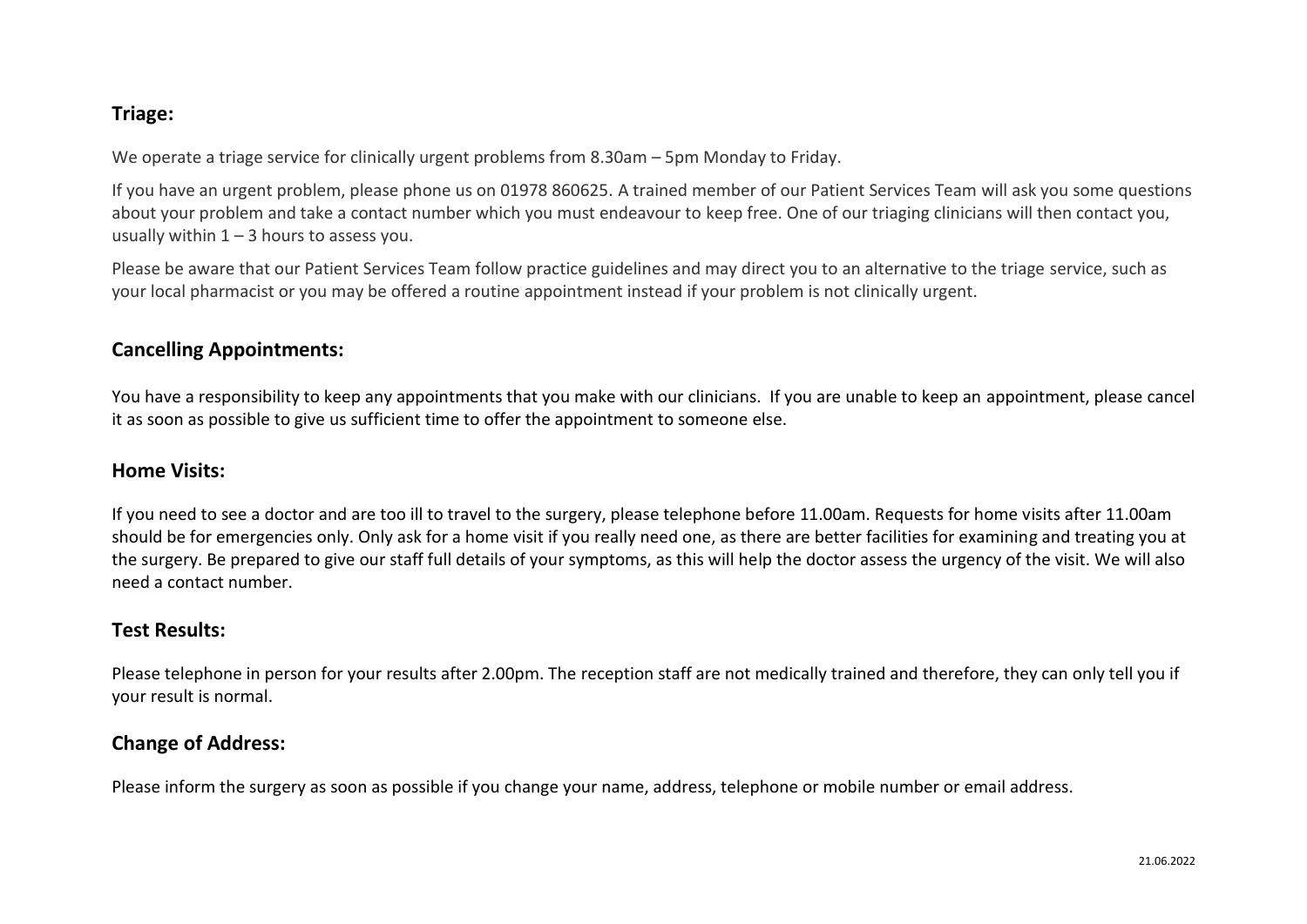## Triage:

We operate a triage service for clinically urgent problems from 8.30am – 5pm Monday to Friday.

If you have an urgent problem, please phone us on 01978 860625. A trained member of our Patient Services Team will ask you some questions about your problem and take a contact number which you must endeavour to keep free. One of our triaging clinicians will then contact you, usually within 1 – 3 hours to assess you.

Please be aware that our Patient Services Team follow practice guidelines and may direct you to an alternative to the triage service, such as your local pharmacist or you may be offered a routine appointment instead if your problem is not clinically urgent.

## Cancelling Appointments:

You have a responsibility to keep any appointments that you make with our clinicians. If you are unable to keep an appointment, please cancel it as soon as possible to give us sufficient time to offer the appointment to someone else.

## Home Visits:

If you need to see a doctor and are too ill to travel to the surgery, please telephone before 11.00am. Requests for home visits after 11.00am should be for emergencies only. Only ask for a home visit if you really need one, as there are better facilities for examining and treating you at the surgery. Be prepared to give our staff full details of your symptoms, as this will help the doctor assess the urgency of the visit. We will also need a contact number.

## Test Results:

Please telephone in person for your results after 2.00pm. The reception staff are not medically trained and therefore, they can only tell you if your result is normal.

## Change of Address:

Please inform the surgery as soon as possible if you change your name, address, telephone or mobile number or email address.

21.06.2022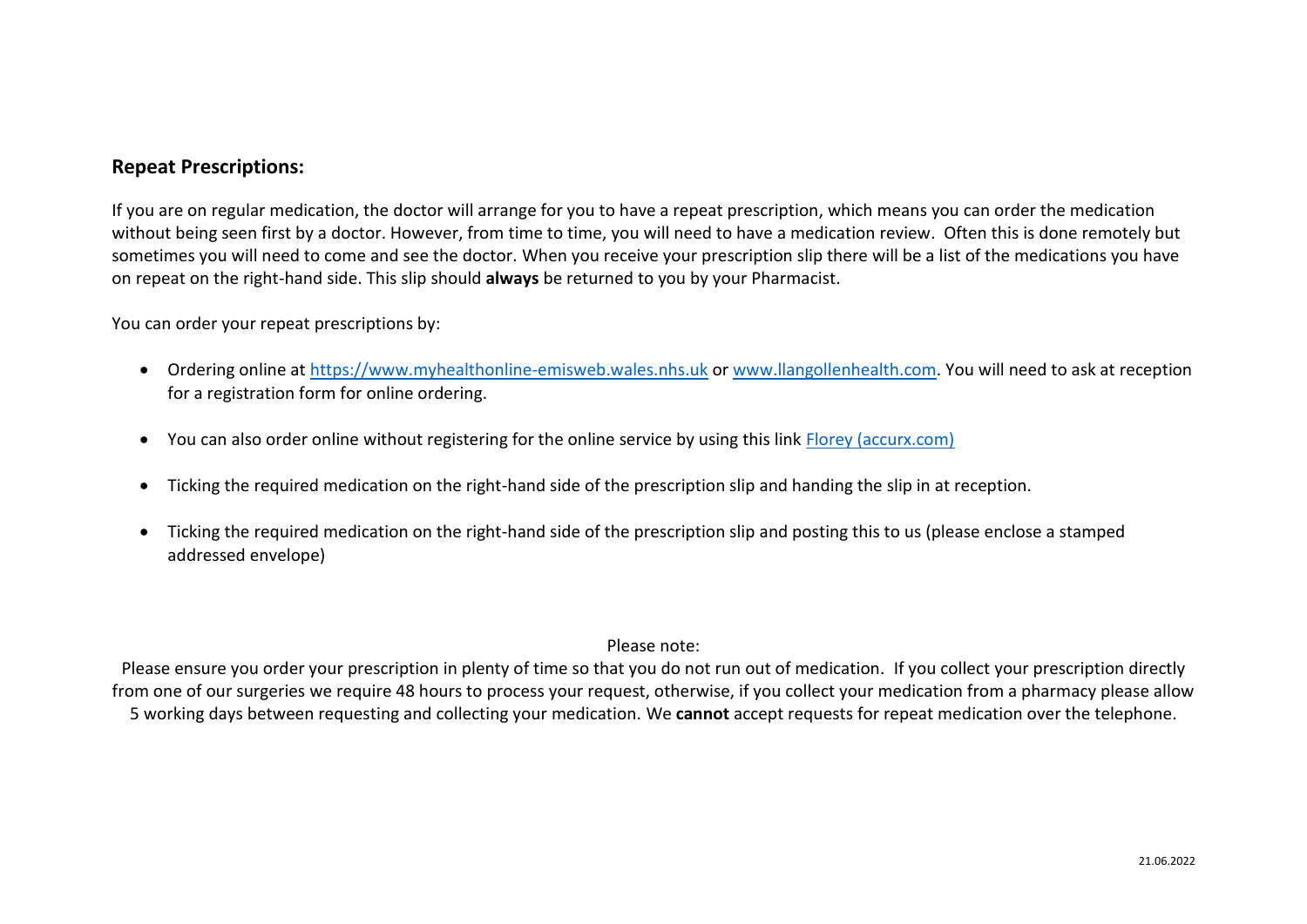## Repeat Prescriptions:

If you are on regular medication, the doctor will arrange for you to have a repeat prescription, which means you can order the medication without being seen first by a doctor. However, from time to time, you will need to have a medication review. Often this is done remotely but sometimes you will need to come and see the doctor. When you receive your prescription slip there will be a list of the medications you have on repeat on the right-hand side. This slip should **always** be returned to you by your Pharmacist.

You can order your repeat prescriptions by:

- Ordering online at https://www.myhealthonline-emisweb.wales.nhs.uk or www.llangollenhealth.com. You will need to ask at reception for a registration form for online ordering.
- You can also order online without registering for the online service by using this link Florey (accurx.com)
- Ticking the required medication on the right-hand side of the prescription slip and handing the slip in at reception.
- Ticking the required medication on the right-hand side of the prescription slip and posting this to us (please enclose a stamped addressed envelope)

Please note:

Please ensure you order your prescription in plenty of time so that you do not run out of medication. If you collect your prescription directly from one of our surgeries we require 48 hours to process your request, otherwise, if you collect your medication from a pharmacy please allow 5 working days between requesting and collecting your medication. We **cannot** accept requests for repeat medication over the telephone.

21.06.2022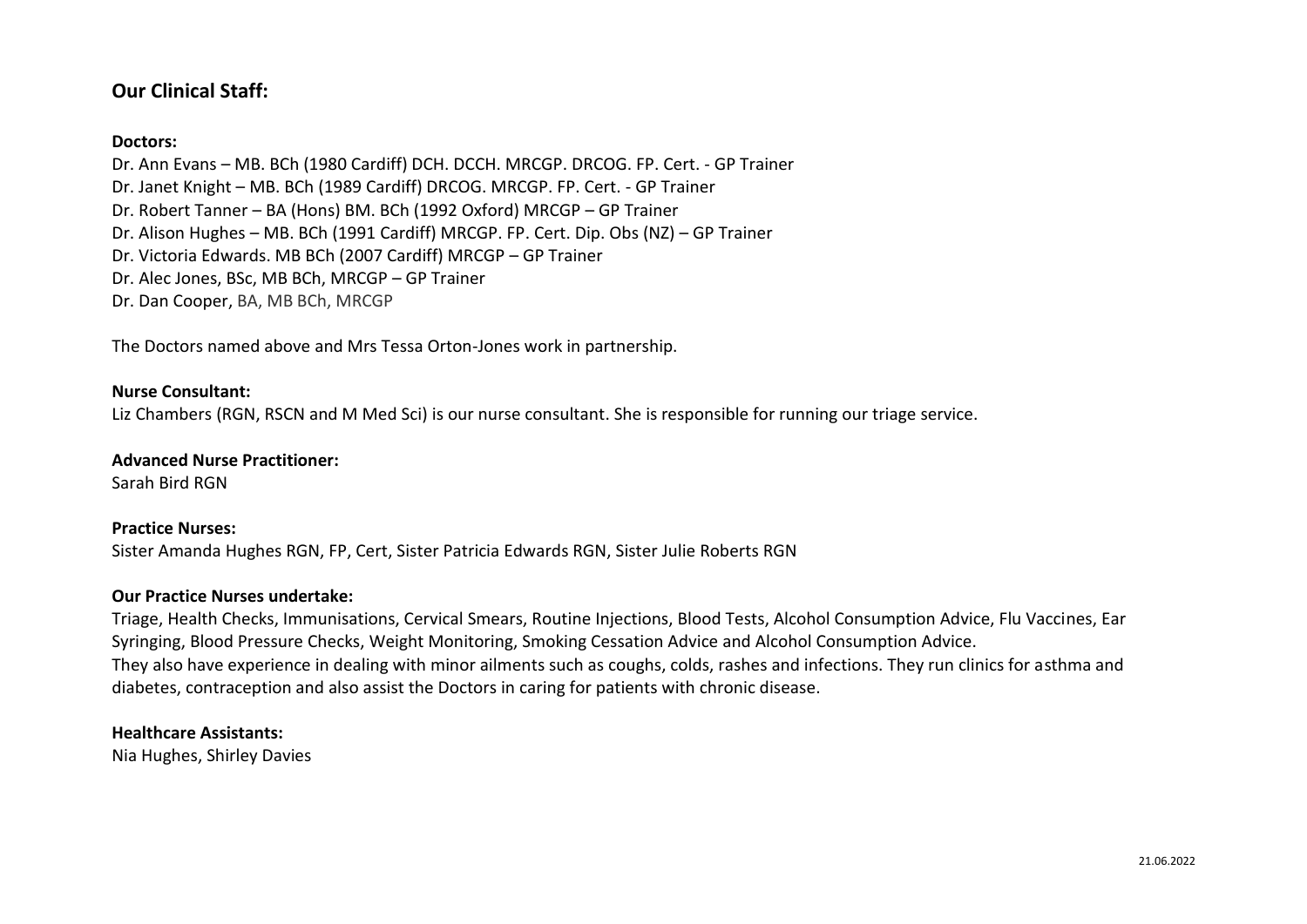## Our Clinical Staff:

**Doctors:**

Dr. Ann Evans – MB. BCh (1980 Cardiff) DCH. DCCH. MRCGP. DRCOG. FP. Cert. - GP Trainer
Dr. Janet Knight – MB. BCh (1989 Cardiff) DRCOG. MRCGP. FP. Cert. - GP Trainer
Dr. Robert Tanner – BA (Hons) BM. BCh (1992 Oxford) MRCGP – GP Trainer
Dr. Alison Hughes – MB. BCh (1991 Cardiff) MRCGP. FP. Cert. Dip. Obs (NZ) – GP Trainer
Dr. Victoria Edwards. MB BCh (2007 Cardiff) MRCGP – GP Trainer
Dr. Alec Jones, BSc, MB BCh, MRCGP – GP Trainer
Dr. Dan Cooper, BA, MB BCh, MRCGP

The Doctors named above and Mrs Tessa Orton-Jones work in partnership.

**Nurse Consultant:**

Liz Chambers (RGN, RSCN and M Med Sci) is our nurse consultant. She is responsible for running our triage service.

**Advanced Nurse Practitioner:**

Sarah Bird RGN

**Practice Nurses:**

Sister Amanda Hughes RGN, FP, Cert, Sister Patricia Edwards RGN, Sister Julie Roberts RGN

**Our Practice Nurses undertake:**

Triage, Health Checks, Immunisations, Cervical Smears, Routine Injections, Blood Tests, Alcohol Consumption Advice, Flu Vaccines, Ear Syringing, Blood Pressure Checks, Weight Monitoring, Smoking Cessation Advice and Alcohol Consumption Advice.
They also have experience in dealing with minor ailments such as coughs, colds, rashes and infections. They run clinics for asthma and diabetes, contraception and also assist the Doctors in caring for patients with chronic disease.

**Healthcare Assistants:**

Nia Hughes, Shirley Davies

21.06.2022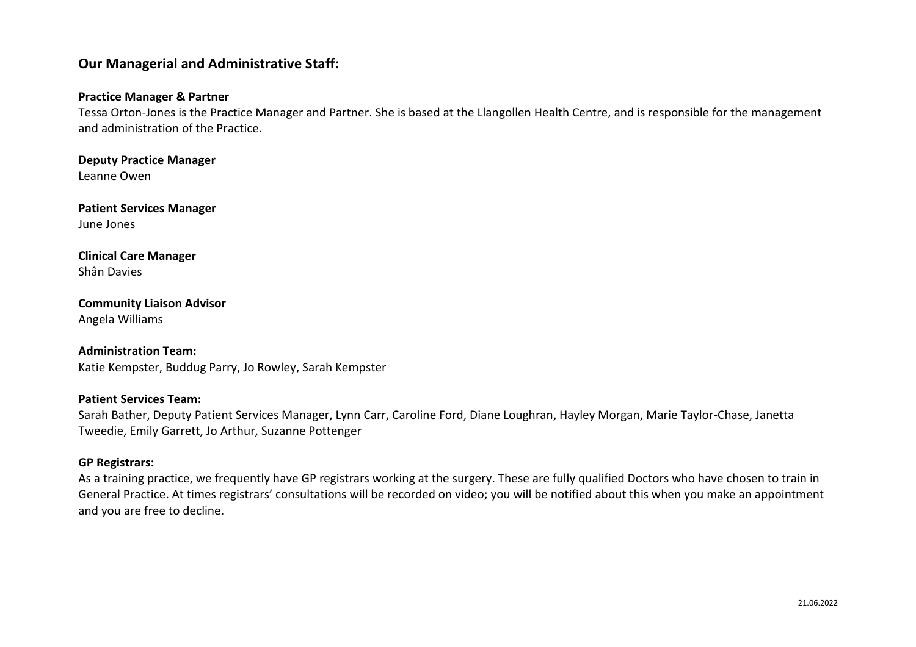## Our Managerial and Administrative Staff:

**Practice Manager & Partner**

Tessa Orton-Jones is the Practice Manager and Partner. She is based at the Llangollen Health Centre, and is responsible for the management and administration of the Practice.

**Deputy Practice Manager**

Leanne Owen

**Patient Services Manager**

June Jones

**Clinical Care Manager**

Shân Davies

**Community Liaison Advisor**

Angela Williams

**Administration Team:**

Katie Kempster, Buddug Parry, Jo Rowley, Sarah Kempster

**Patient Services Team:**

Sarah Bather, Deputy Patient Services Manager, Lynn Carr, Caroline Ford, Diane Loughran, Hayley Morgan, Marie Taylor-Chase, Janetta Tweedie, Emily Garrett, Jo Arthur, Suzanne Pottenger

**GP Registrars:**

As a training practice, we frequently have GP registrars working at the surgery. These are fully qualified Doctors who have chosen to train in General Practice. At times registrars' consultations will be recorded on video; you will be notified about this when you make an appointment and you are free to decline.

21.06.2022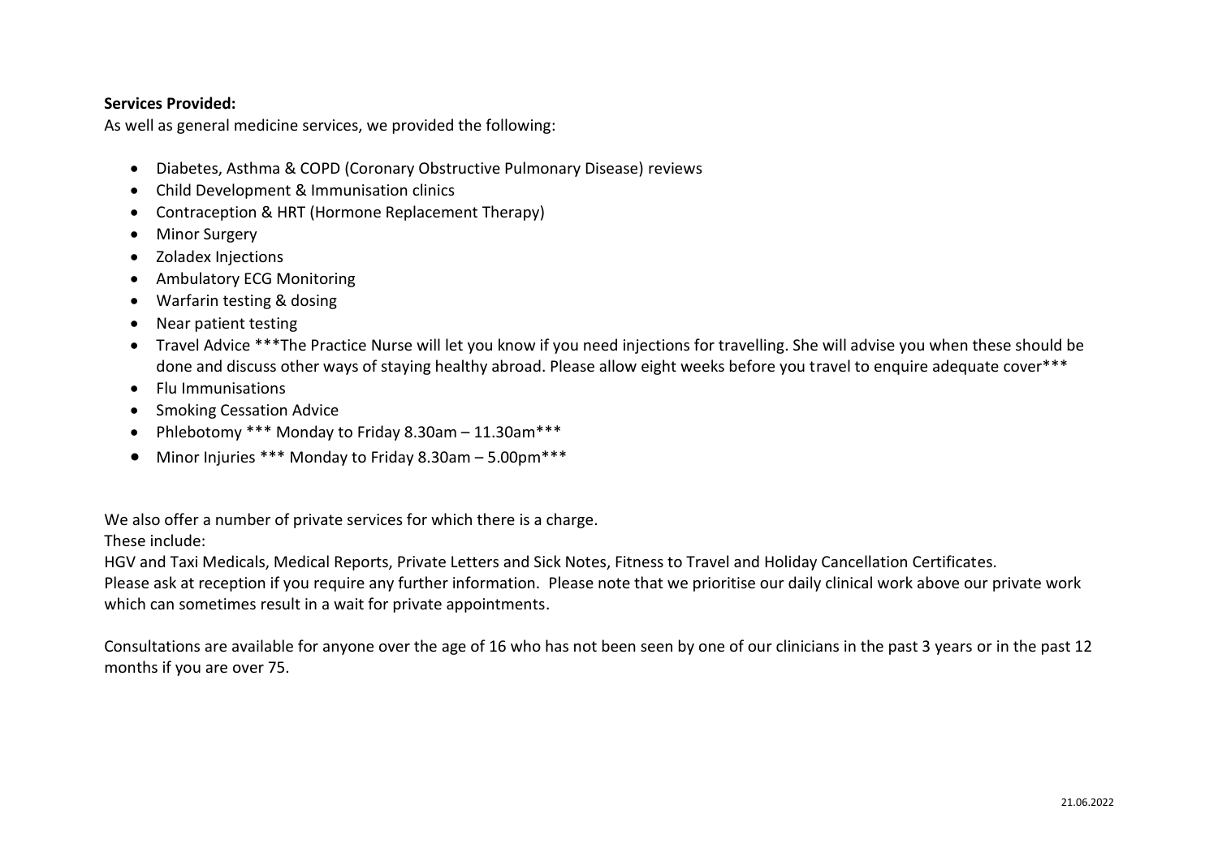**Services Provided:**

As well as general medicine services, we provided the following:

- Diabetes, Asthma & COPD (Coronary Obstructive Pulmonary Disease) reviews
- Child Development & Immunisation clinics
- Contraception & HRT (Hormone Replacement Therapy)
- Minor Surgery
- Zoladex Injections
- Ambulatory ECG Monitoring
- Warfarin testing & dosing
- Near patient testing
- Travel Advice ***The Practice Nurse will let you know if you need injections for travelling. She will advise you when these should be done and discuss other ways of staying healthy abroad. Please allow eight weeks before you travel to enquire adequate cover***
- Flu Immunisations
- Smoking Cessation Advice
- Phlebotomy *** Monday to Friday 8.30am – 11.30am***
- Minor Injuries *** Monday to Friday 8.30am – 5.00pm***

We also offer a number of private services for which there is a charge.

These include:

HGV and Taxi Medicals, Medical Reports, Private Letters and Sick Notes, Fitness to Travel and Holiday Cancellation Certificates.

Please ask at reception if you require any further information. Please note that we prioritise our daily clinical work above our private work which can sometimes result in a wait for private appointments.

Consultations are available for anyone over the age of 16 who has not been seen by one of our clinicians in the past 3 years or in the past 12 months if you are over 75.

21.06.2022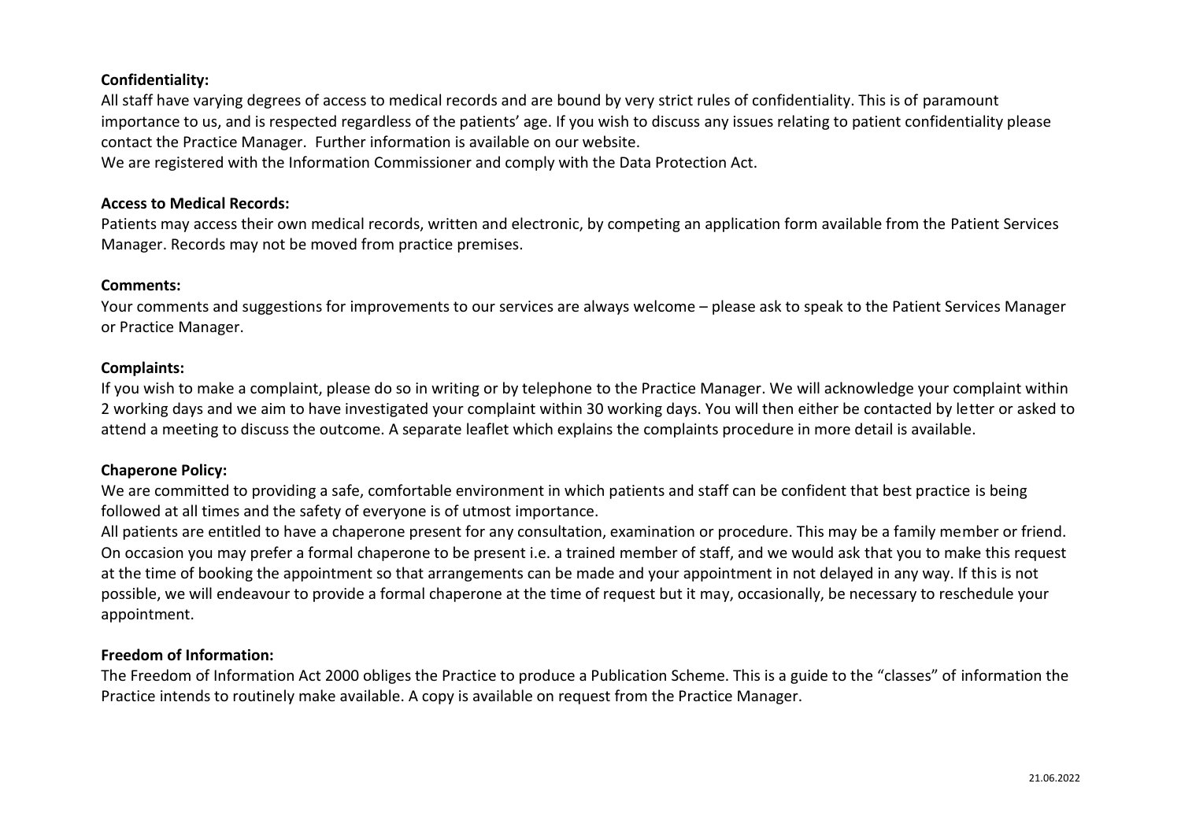**Confidentiality:**

All staff have varying degrees of access to medical records and are bound by very strict rules of confidentiality. This is of paramount importance to us, and is respected regardless of the patients' age. If you wish to discuss any issues relating to patient confidentiality please contact the Practice Manager. Further information is available on our website.

We are registered with the Information Commissioner and comply with the Data Protection Act.

**Access to Medical Records:**

Patients may access their own medical records, written and electronic, by competing an application form available from the Patient Services Manager. Records may not be moved from practice premises.

**Comments:**

Your comments and suggestions for improvements to our services are always welcome – please ask to speak to the Patient Services Manager or Practice Manager.

**Complaints:**

If you wish to make a complaint, please do so in writing or by telephone to the Practice Manager. We will acknowledge your complaint within 2 working days and we aim to have investigated your complaint within 30 working days. You will then either be contacted by letter or asked to attend a meeting to discuss the outcome. A separate leaflet which explains the complaints procedure in more detail is available.

**Chaperone Policy:**

We are committed to providing a safe, comfortable environment in which patients and staff can be confident that best practice is being followed at all times and the safety of everyone is of utmost importance.

All patients are entitled to have a chaperone present for any consultation, examination or procedure. This may be a family member or friend. On occasion you may prefer a formal chaperone to be present i.e. a trained member of staff, and we would ask that you to make this request at the time of booking the appointment so that arrangements can be made and your appointment in not delayed in any way. If this is not possible, we will endeavour to provide a formal chaperone at the time of request but it may, occasionally, be necessary to reschedule your appointment.

**Freedom of Information:**

The Freedom of Information Act 2000 obliges the Practice to produce a Publication Scheme. This is a guide to the "classes" of information the Practice intends to routinely make available. A copy is available on request from the Practice Manager.

21.06.2022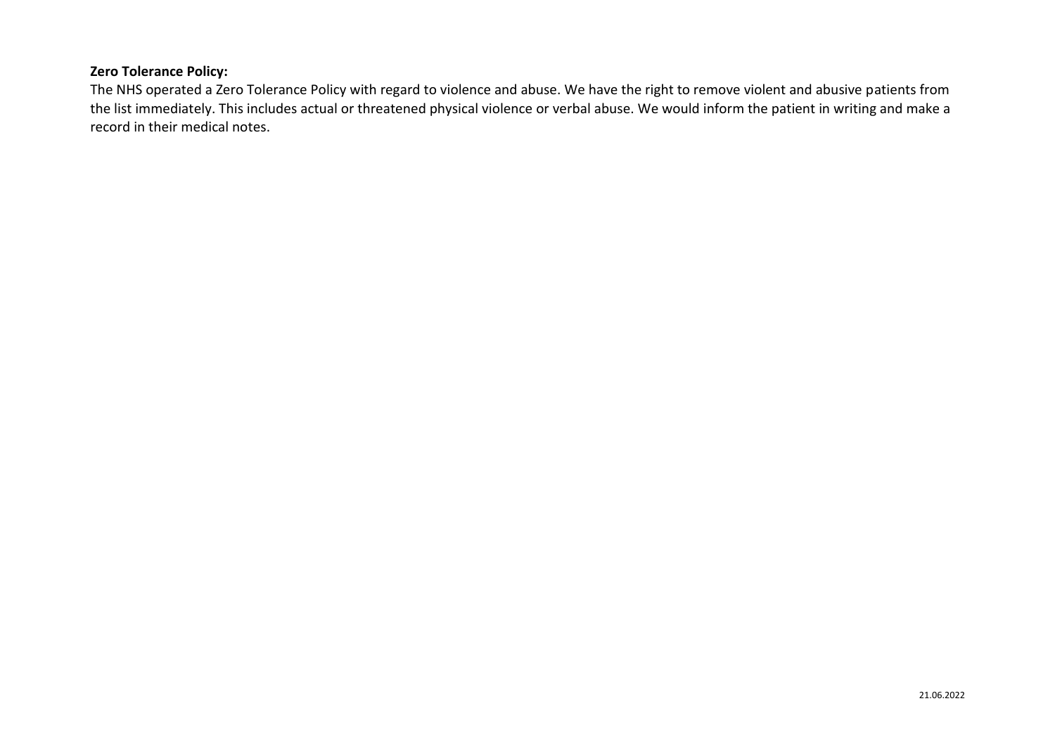**Zero Tolerance Policy:**

The NHS operated a Zero Tolerance Policy with regard to violence and abuse. We have the right to remove violent and abusive patients from the list immediately. This includes actual or threatened physical violence or verbal abuse. We would inform the patient in writing and make a record in their medical notes.

21.06.2022